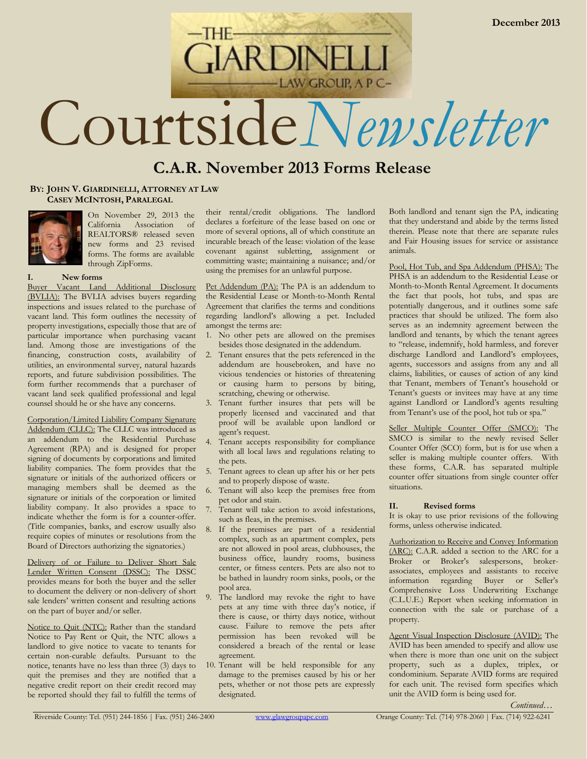December 2013

# Courtside *Newsletter*

## C.A.R. November 2013 Forms Release

**BY: JOHN V. GIARDINELLI, ATTORNEY AT LAW**
**CASEY MCINTOSH, PARALEGAL**

On November 29, 2013 the California Association of REALTORS® released seven new forms and 23 revised forms. The forms are available through ZipForms.

### I. New forms

Buyer Vacant Land Additional Disclosure (BVLIA): The BVLIA advises buyers regarding inspections and issues related to the purchase of vacant land. This form outlines the necessity of property investigations, especially those that are of particular importance when purchasing vacant land. Among those are investigations of the financing, construction costs, availability of utilities, an environmental survey, natural hazards reports, and future subdivision possibilities. The form further recommends that a purchaser of vacant land seek qualified professional and legal counsel should he or she have any concerns.

Corporation/Limited Liability Company Signature Addendum (CLLC): The CLLC was introduced as an addendum to the Residential Purchase Agreement (RPA) and is designed for proper signing of documents by corporations and limited liability companies. The form provides that the signature or initials of the authorized officers or managing members shall be deemed as the signature or initials of the corporation or limited liability company. It also provides a space to indicate whether the form is for a counter-offer. (Title companies, banks, and escrow usually also require copies of minutes or resolutions from the Board of Directors authorizing the signatories.)

Delivery of or Failure to Deliver Short Sale Lender Written Consent (DSSC): The DSSC provides means for both the buyer and the seller to document the delivery or non-delivery of short sale lenders' written consent and resulting actions on the part of buyer and/or seller.

Notice to Quit (NTC): Rather than the standard Notice to Pay Rent or Quit, the NTC allows a landlord to give notice to vacate to tenants for certain non-curable defaults. Pursuant to the notice, tenants have no less than three (3) days to quit the premises and they are notified that a negative credit report on their credit record may be reported should they fail to fulfill the terms of their rental/credit obligations. The landlord declares a forfeiture of the lease based on one or more of several options, all of which constitute an incurable breach of the lease: violation of the lease covenant against subletting, assignment or committing waste; maintaining a nuisance; and/or using the premises for an unlawful purpose.

Pet Addendum (PA): The PA is an addendum to the Residential Lease or Month-to-Month Rental Agreement that clarifies the terms and conditions regarding landlord's allowing a pet. Included amongst the terms are:

1. No other pets are allowed on the premises besides those designated in the addendum.
2. Tenant ensures that the pets referenced in the addendum are housebroken, and have no vicious tendencies or histories of threatening or causing harm to persons by biting, scratching, chewing or otherwise.
3. Tenant further insures that pets will be properly licensed and vaccinated and that proof will be available upon landlord or agent's request.
4. Tenant accepts responsibility for compliance with all local laws and regulations relating to the pets.
5. Tenant agrees to clean up after his or her pets and to properly dispose of waste.
6. Tenant will also keep the premises free from pet odor and stain.
7. Tenant will take action to avoid infestations, such as fleas, in the premises.
8. If the premises are part of a residential complex, such as an apartment complex, pets are not allowed in pool areas, clubhouses, the business office, laundry rooms, business center, or fitness centers. Pets are also not to be bathed in laundry room sinks, pools, or the pool area.
9. The landlord may revoke the right to have pets at any time with three day's notice, if there is cause, or thirty days notice, without cause. Failure to remove the pets after permission has been revoked will be considered a breach of the rental or lease agreement.
10. Tenant will be held responsible for any damage to the premises caused by his or her pets, whether or not those pets are expressly designated.

Both landlord and tenant sign the PA, indicating that they understand and abide by the terms listed therein. Please note that there are separate rules and Fair Housing issues for service or assistance animals.

Pool, Hot Tub, and Spa Addendum (PHSA): The PHSA is an addendum to the Residential Lease or Month-to-Month Rental Agreement. It documents the fact that pools, hot tubs, and spas are potentially dangerous, and it outlines some safe practices that should be utilized. The form also serves as an indemnity agreement between the landlord and tenants, by which the tenant agrees to "release, indemnify, hold harmless, and forever discharge Landlord and Landlord's employees, agents, successors and assigns from any and all claims, liabilities, or causes of action of any kind that Tenant, members of Tenant's household or Tenant's guests or invitees may have at any time against Landlord or Landlord's agents resulting from Tenant's use of the pool, hot tub or spa."

Seller Multiple Counter Offer (SMCO): The SMCO is similar to the newly revised Seller Counter Offer (SCO) form, but is for use when a seller is making multiple counter offers. With these forms, C.A.R. has separated multiple counter offer situations from single counter offer situations.

### II. Revised forms

It is okay to use prior revisions of the following forms, unless otherwise indicated.

Authorization to Receive and Convey Information (ARC): C.A.R. added a section to the ARC for a Broker or Broker's salespersons, broker-associates, employees and assistants to receive information regarding Buyer or Seller's Comprehensive Loss Underwriting Exchange (C.L.U.E.) Report when seeking information in connection with the sale or purchase of a property.

Agent Visual Inspection Disclosure (AVID): The AVID has been amended to specify and allow use when there is more than one unit on the subject property, such as a duplex, triplex, or condominium. Separate AVID forms are required for each unit. The revised form specifies which unit the AVID form is being used for.

*Continued…*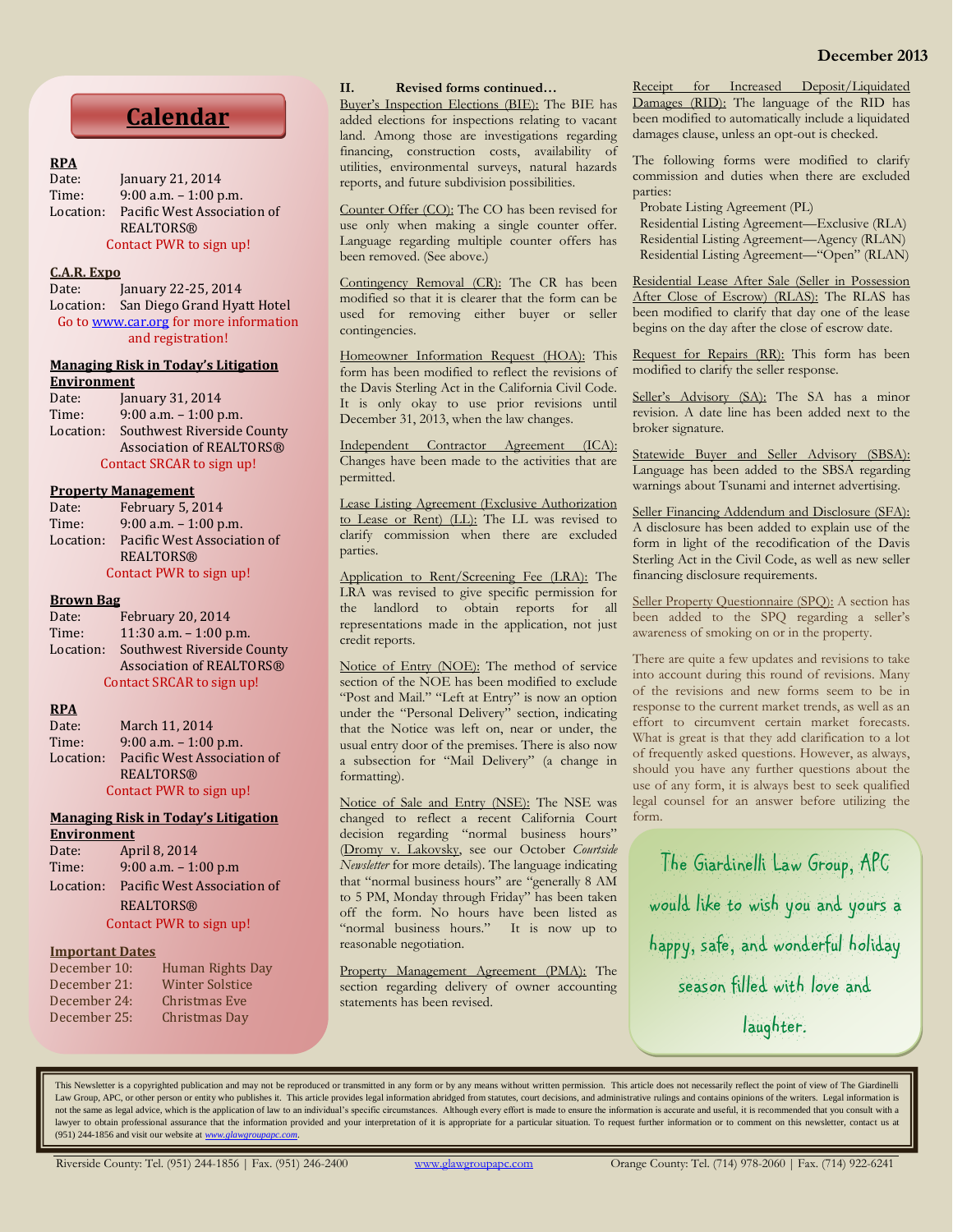December 2013

# Calendar

**RPA**
Date: January 21, 2014
Time: 9:00 a.m. – 1:00 p.m.
Location: Pacific West Association of REALTORS®
Contact PWR to sign up!

**C.A.R. Expo**
Date: January 22-25, 2014
Location: San Diego Grand Hyatt Hotel
Go to www.car.org for more information and registration!

**Managing Risk in Today's Litigation Environment**
Date: January 31, 2014
Time: 9:00 a.m. – 1:00 p.m.
Location: Southwest Riverside County Association of REALTORS®
Contact SRCAR to sign up!

**Property Management**
Date: February 5, 2014
Time: 9:00 a.m. – 1:00 p.m.
Location: Pacific West Association of REALTORS®
Contact PWR to sign up!

**Brown Bag**
Date: February 20, 2014
Time: 11:30 a.m. – 1:00 p.m.
Location: Southwest Riverside County Association of REALTORS®
Contact SRCAR to sign up!

**RPA**
Date: March 11, 2014
Time: 9:00 a.m. – 1:00 p.m.
Location: Pacific West Association of REALTORS®
Contact PWR to sign up!

**Managing Risk in Today's Litigation Environment**
Date: April 8, 2014
Time: 9:00 a.m. – 1:00 p.m
Location: Pacific West Association of REALTORS®
Contact PWR to sign up!

**Important Dates**
December 10: Human Rights Day
December 21: Winter Solstice
December 24: Christmas Eve
December 25: Christmas Day

## II. Revised forms continued…

Buyer's Inspection Elections (BIE): The BIE has added elections for inspections relating to vacant land. Among those are investigations regarding financing, construction costs, availability of utilities, environmental surveys, natural hazards reports, and future subdivision possibilities.

Counter Offer (CO): The CO has been revised for use only when making a single counter offer. Language regarding multiple counter offers has been removed. (See above.)

Contingency Removal (CR): The CR has been modified so that it is clearer that the form can be used for removing either buyer or seller contingencies.

Homeowner Information Request (HOA): This form has been modified to reflect the revisions of the Davis Sterling Act in the California Civil Code. It is only okay to use prior revisions until December 31, 2013, when the law changes.

Independent Contractor Agreement (ICA): Changes have been made to the activities that are permitted.

Lease Listing Agreement (Exclusive Authorization to Lease or Rent) (LL): The LL was revised to clarify commission when there are excluded parties.

Application to Rent/Screening Fee (LRA): The LRA was revised to give specific permission for the landlord to obtain reports for all representations made in the application, not just credit reports.

Notice of Entry (NOE): The method of service section of the NOE has been modified to exclude "Post and Mail." "Left at Entry" is now an option under the "Personal Delivery" section, indicating that the Notice was left on, near or under, the usual entry door of the premises. There is also now a subsection for "Mail Delivery" (a change in formatting).

Notice of Sale and Entry (NSE): The NSE was changed to reflect a recent California Court decision regarding "normal business hours" (Dromy v. Lakovsky, see our October *Courtside Newsletter* for more details). The language indicating that "normal business hours" are "generally 8 AM to 5 PM, Monday through Friday" has been taken off the form. No hours have been listed as "normal business hours." It is now up to reasonable negotiation.

Property Management Agreement (PMA): The section regarding delivery of owner accounting statements has been revised.

Receipt for Increased Deposit/Liquidated Damages (RID): The language of the RID has been modified to automatically include a liquidated damages clause, unless an opt-out is checked.

The following forms were modified to clarify commission and duties when there are excluded parties:

- Probate Listing Agreement (PL)
- Residential Listing Agreement—Exclusive (RLA)
- Residential Listing Agreement—Agency (RLAN)
- Residential Listing Agreement—"Open" (RLAN)

Residential Lease After Sale (Seller in Possession After Close of Escrow) (RLAS): The RLAS has been modified to clarify that day one of the lease begins on the day after the close of escrow date.

Request for Repairs (RR): This form has been modified to clarify the seller response.

Seller's Advisory (SA): The SA has a minor revision. A date line has been added next to the broker signature.

Statewide Buyer and Seller Advisory (SBSA): Language has been added to the SBSA regarding warnings about Tsunami and internet advertising.

Seller Financing Addendum and Disclosure (SFA): A disclosure has been added to explain use of the form in light of the recodification of the Davis Sterling Act in the Civil Code, as well as new seller financing disclosure requirements.

Seller Property Questionnaire (SPQ): A section has been added to the SPQ regarding a seller's awareness of smoking on or in the property.

There are quite a few updates and revisions to take into account during this round of revisions. Many of the revisions and new forms seem to be in response to the current market trends, as well as an effort to circumvent certain market forecasts. What is great is that they add clarification to a lot of frequently asked questions. However, as always, should you have any further questions about the use of any form, it is always best to seek qualified legal counsel for an answer before utilizing the form.

The Giardinelli Law Group, APC would like to wish you and yours a happy, safe, and wonderful holiday season filled with love and laughter.

This Newsletter is a copyrighted publication and may not be reproduced or transmitted in any form or by any means without written permission. This article does not necessarily reflect the point of view of The Giardinelli Law Group, APC, or other person or entity who publishes it. This article provides legal information abridged from statutes, court decisions, and administrative rulings and contains opinions of the writers. Legal information is not the same as legal advice, which is the application of law to an individual's specific circumstances. Although every effort is made to ensure the information is accurate and useful, it is recommended that you consult with a lawyer to obtain professional assurance that the information provided and your interpretation of it is appropriate for a particular situation. To request further information or to comment on this newsletter, contact us at (951) 244-1856 and visit our website at www.glawgroupapc.com.

Riverside County: Tel. (951) 244-1856 | Fax. (951) 246-2400 www.glawgroupapc.com Orange County: Tel. (714) 978-2060 | Fax. (714) 922-6241